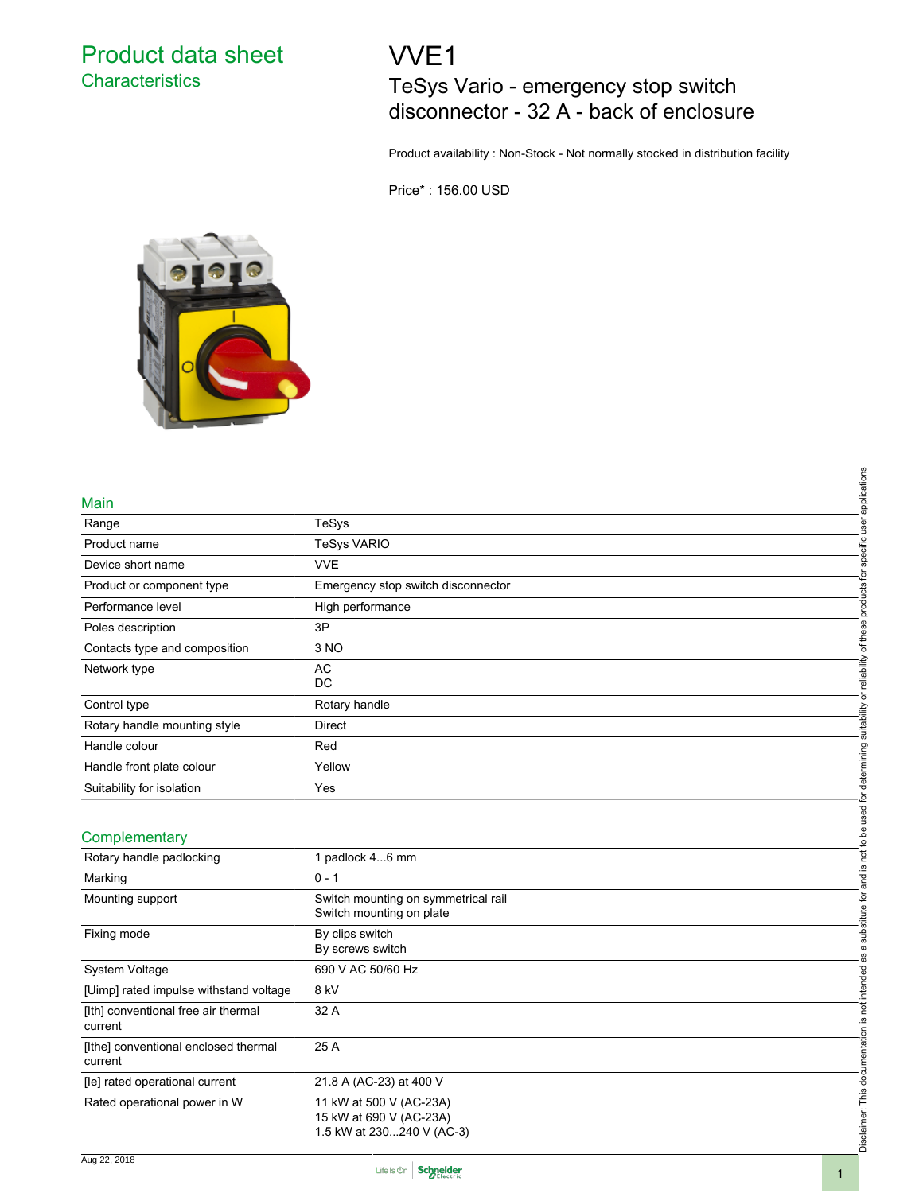# Product data sheet
## Characteristics

# VVE1
## TeSys Vario - emergency stop switch disconnector - 32 A - back of enclosure

Product availability : Non-Stock - Not normally stocked in distribution facility

Price* : 156.00 USD

## Main

| | |
|---|---|
| Range | TeSys |
| Product name | TeSys VARIO |
| Device short name | VVE |
| Product or component type | Emergency stop switch disconnector |
| Performance level | High performance |
| Poles description | 3P |
| Contacts type and composition | 3 NO |
| Network type | AC<br>DC |
| Control type | Rotary handle |
| Rotary handle mounting style | Direct |
| Handle colour | Red |
| Handle front plate colour | Yellow |
| Suitability for isolation | Yes |

## Complementary

| | |
|---|---|
| Rotary handle padlocking | 1 padlock 4...6 mm |
| Marking | 0 - 1 |
| Mounting support | Switch mounting on symmetrical rail<br>Switch mounting on plate |
| Fixing mode | By clips switch<br>By screws switch |
| System Voltage | 690 V AC 50/60 Hz |
| [Uimp] rated impulse withstand voltage | 8 kV |
| [Ith] conventional free air thermal current | 32 A |
| [Ithe] conventional enclosed thermal current | 25 A |
| [Ie] rated operational current | 21.8 A (AC-23) at 400 V |
| Rated operational power in W | 11 kW at 500 V (AC-23A)<br>15 kW at 690 V (AC-23A)<br>1.5 kW at 230...240 V (AC-3) |

Disclaimer: This documentation is not intended as a substitute for and is not to be used for determining suitability or reliability of these products for specific user applications

Aug 22, 2018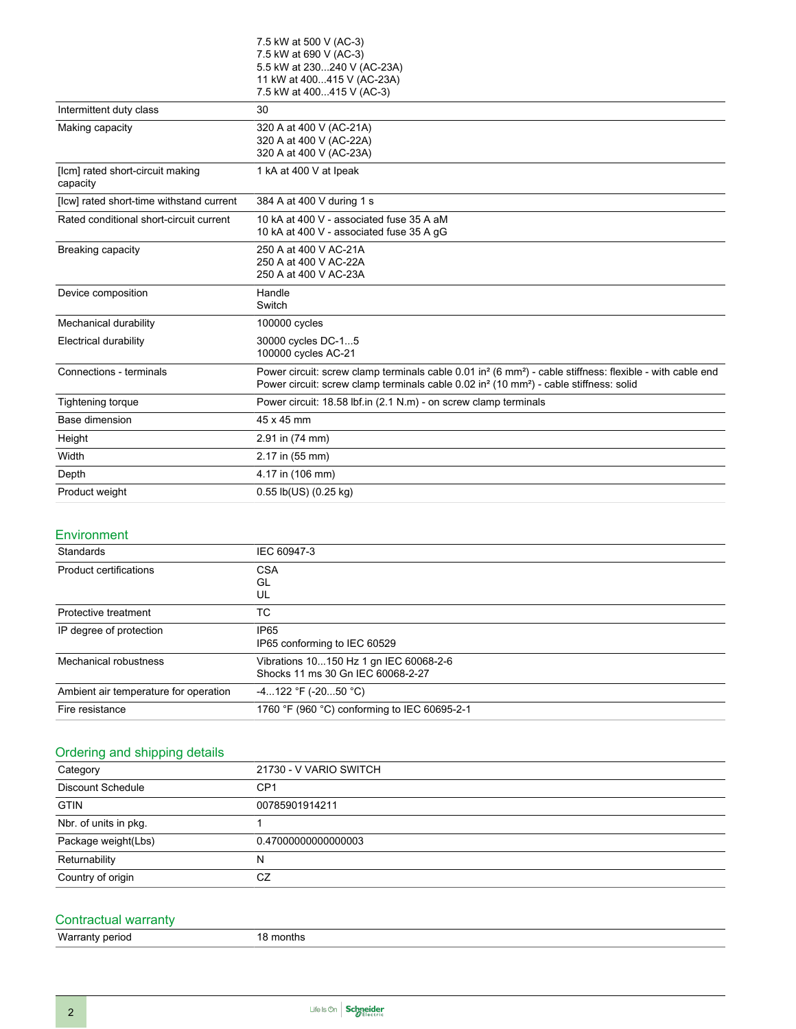| | |
|---|---|
| | 7.5 kW at 500 V (AC-3)<br>7.5 kW at 690 V (AC-3)<br>5.5 kW at 230...240 V (AC-23A)<br>11 kW at 400...415 V (AC-23A)<br>7.5 kW at 400...415 V (AC-3) |
| Intermittent duty class | 30 |
| Making capacity | 320 A at 400 V (AC-21A)<br>320 A at 400 V (AC-22A)<br>320 A at 400 V (AC-23A) |
| [Icm] rated short-circuit making capacity | 1 kA at 400 V at Ipeak |
| [Icw] rated short-time withstand current | 384 A at 400 V during 1 s |
| Rated conditional short-circuit current | 10 kA at 400 V - associated fuse 35 A aM<br>10 kA at 400 V - associated fuse 35 A gG |
| Breaking capacity | 250 A at 400 V AC-21A<br>250 A at 400 V AC-22A<br>250 A at 400 V AC-23A |
| Device composition | Handle<br>Switch |
| Mechanical durability | 100000 cycles |
| Electrical durability | 30000 cycles DC-1...5<br>100000 cycles AC-21 |
| Connections - terminals | Power circuit: screw clamp terminals cable 0.01 in² (6 mm²) - cable stiffness: flexible - with cable end<br>Power circuit: screw clamp terminals cable 0.02 in² (10 mm²) - cable stiffness: solid |
| Tightening torque | Power circuit: 18.58 lbf.in (2.1 N.m) - on screw clamp terminals |
| Base dimension | 45 x 45 mm |
| Height | 2.91 in (74 mm) |
| Width | 2.17 in (55 mm) |
| Depth | 4.17 in (106 mm) |
| Product weight | 0.55 lb(US) (0.25 kg) |

## Environment

| | |
|---|---|
| Standards | IEC 60947-3 |
| Product certifications | CSA<br>GL<br>UL |
| Protective treatment | TC |
| IP degree of protection | IP65<br>IP65 conforming to IEC 60529 |
| Mechanical robustness | Vibrations 10...150 Hz 1 gn IEC 60068-2-6<br>Shocks 11 ms 30 Gn IEC 60068-2-27 |
| Ambient air temperature for operation | -4...122 °F (-20...50 °C) |
| Fire resistance | 1760 °F (960 °C) conforming to IEC 60695-2-1 |

## Ordering and shipping details

| | |
|---|---|
| Category | 21730 - V VARIO SWITCH |
| Discount Schedule | CP1 |
| GTIN | 00785901914211 |
| Nbr. of units in pkg. | 1 |
| Package weight(Lbs) | 0.47000000000000003 |
| Returnability | N |
| Country of origin | CZ |

## Contractual warranty

| | |
|---|---|
| Warranty period | 18 months |